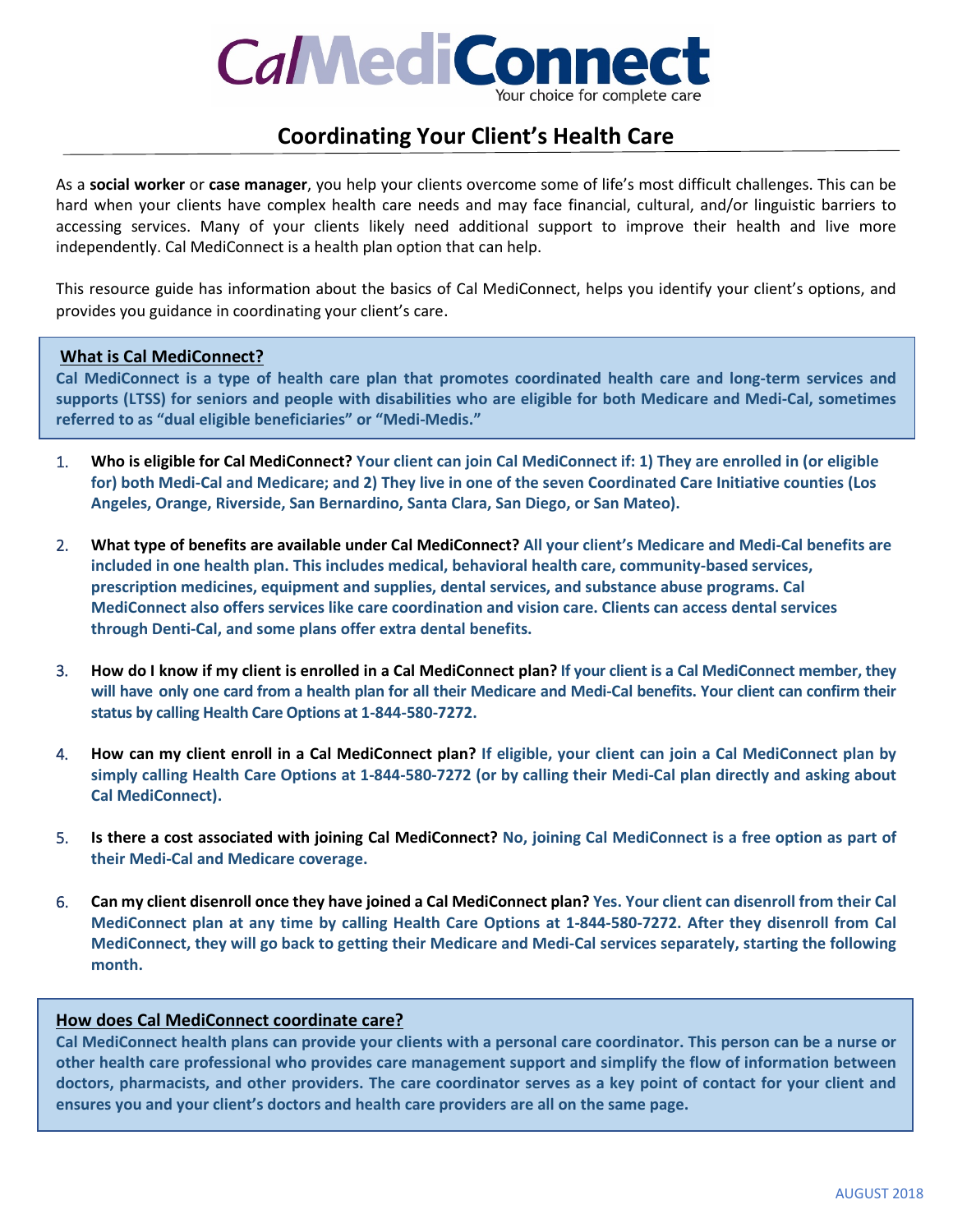# Cal MediConnect

Your choice for complete care

## Coordinating Your Client's Health Care

As a **social worker** or **case manager**, you help your clients overcome some of life's most difficult challenges. This can be hard when your clients have complex health care needs and may face financial, cultural, and/or linguistic barriers to accessing services. Many of your clients likely need additional support to improve their health and live more independently. Cal MediConnect is a health plan option that can help.

This resource guide has information about the basics of Cal MediConnect, helps you identify your client's options, and provides you guidance in coordinating your client's care.

### What is Cal MediConnect?

**Cal MediConnect is a type of health care plan that promotes coordinated health care and long-term services and supports (LTSS) for seniors and people with disabilities who are eligible for both Medicare and Medi-Cal, sometimes referred to as "dual eligible beneficiaries" or "Medi-Medis."**

1. **Who is eligible for Cal MediConnect? Your client can join Cal MediConnect if: 1) They are enrolled in (or eligible for) both Medi-Cal and Medicare; and 2) They live in one of the seven Coordinated Care Initiative counties (Los Angeles, Orange, Riverside, San Bernardino, Santa Clara, San Diego, or San Mateo).**

2. **What type of benefits are available under Cal MediConnect? All your client's Medicare and Medi-Cal benefits are included in one health plan. This includes medical, behavioral health care, community-based services, prescription medicines, equipment and supplies, dental services, and substance abuse programs. Cal MediConnect also offers services like care coordination and vision care. Clients can access dental services through Denti-Cal, and some plans offer extra dental benefits.**

3. **How do I know if my client is enrolled in a Cal MediConnect plan? If your client is a Cal MediConnect member, they will have only one card from a health plan for all their Medicare and Medi-Cal benefits. Your client can confirm their status by calling Health Care Options at 1-844-580-7272.**

4. **How can my client enroll in a Cal MediConnect plan? If eligible, your client can join a Cal MediConnect plan by simply calling Health Care Options at 1-844-580-7272 (or by calling their Medi-Cal plan directly and asking about Cal MediConnect).**

5. **Is there a cost associated with joining Cal MediConnect? No, joining Cal MediConnect is a free option as part of their Medi-Cal and Medicare coverage.**

6. **Can my client disenroll once they have joined a Cal MediConnect plan? Yes. Your client can disenroll from their Cal MediConnect plan at any time by calling Health Care Options at 1-844-580-7272. After they disenroll from Cal MediConnect, they will go back to getting their Medicare and Medi-Cal services separately, starting the following month.**

### How does Cal MediConnect coordinate care?

**Cal MediConnect health plans can provide your clients with a personal care coordinator. This person can be a nurse or other health care professional who provides care management support and simplify the flow of information between doctors, pharmacists, and other providers. The care coordinator serves as a key point of contact for your client and ensures you and your client's doctors and health care providers are all on the same page.**

AUGUST 2018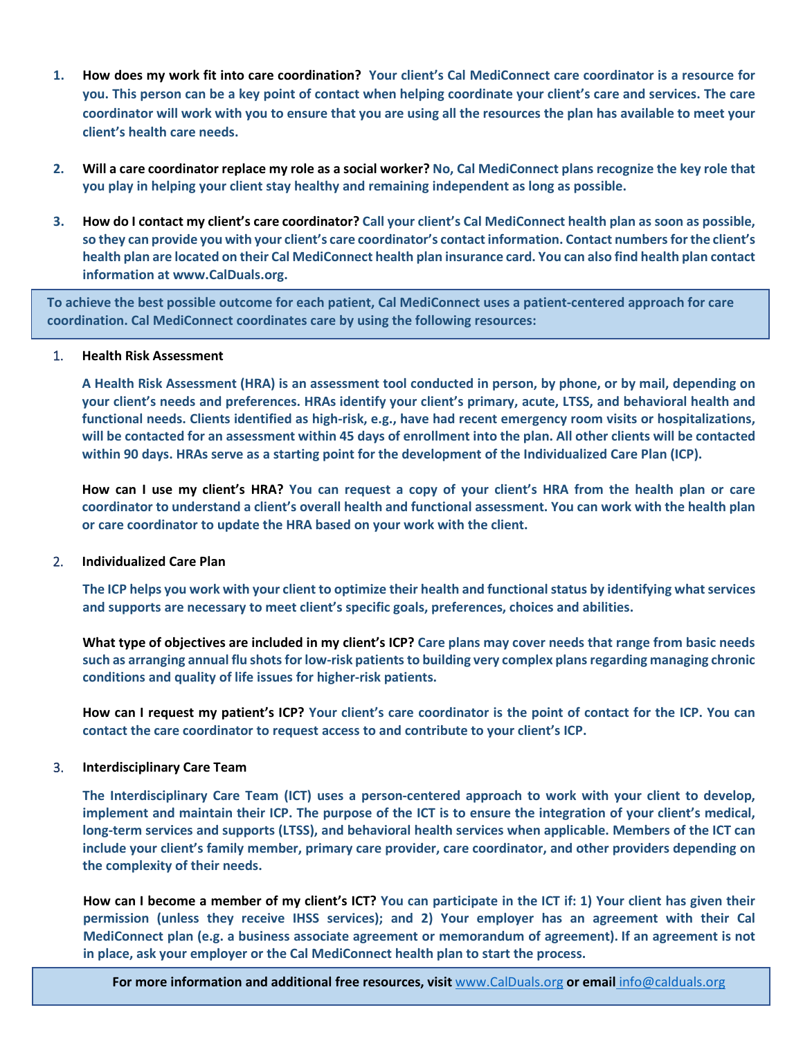1. **How does my work fit into care coordination?** Your client's Cal MediConnect care coordinator is a resource for you. This person can be a key point of contact when helping coordinate your client's care and services. The care coordinator will work with you to ensure that you are using all the resources the plan has available to meet your client's health care needs.

2. **Will a care coordinator replace my role as a social worker?** No, Cal MediConnect plans recognize the key role that you play in helping your client stay healthy and remaining independent as long as possible.

3. **How do I contact my client's care coordinator?** Call your client's Cal MediConnect health plan as soon as possible, so they can provide you with your client's care coordinator's contact information. Contact numbers for the client's health plan are located on their Cal MediConnect health plan insurance card. You can also find health plan contact information at www.CalDuals.org.

**To achieve the best possible outcome for each patient, Cal MediConnect uses a patient-centered approach for care coordination. Cal MediConnect coordinates care by using the following resources:**

1. **Health Risk Assessment**

   A Health Risk Assessment (HRA) is an assessment tool conducted in person, by phone, or by mail, depending on your client's needs and preferences. HRAs identify your client's primary, acute, LTSS, and behavioral health and functional needs. Clients identified as high-risk, e.g., have had recent emergency room visits or hospitalizations, will be contacted for an assessment within 45 days of enrollment into the plan. All other clients will be contacted within 90 days. HRAs serve as a starting point for the development of the Individualized Care Plan (ICP).

   **How can I use my client's HRA?** You can request a copy of your client's HRA from the health plan or care coordinator to understand a client's overall health and functional assessment. You can work with the health plan or care coordinator to update the HRA based on your work with the client.

2. **Individualized Care Plan**

   The ICP helps you work with your client to optimize their health and functional status by identifying what services and supports are necessary to meet client's specific goals, preferences, choices and abilities.

   **What type of objectives are included in my client's ICP?** Care plans may cover needs that range from basic needs such as arranging annual flu shots for low-risk patients to building very complex plans regarding managing chronic conditions and quality of life issues for higher-risk patients.

   **How can I request my patient's ICP?** Your client's care coordinator is the point of contact for the ICP. You can contact the care coordinator to request access to and contribute to your client's ICP.

3. **Interdisciplinary Care Team**

   The Interdisciplinary Care Team (ICT) uses a person-centered approach to work with your client to develop, implement and maintain their ICP. The purpose of the ICT is to ensure the integration of your client's medical, long-term services and supports (LTSS), and behavioral health services when applicable. Members of the ICT can include your client's family member, primary care provider, care coordinator, and other providers depending on the complexity of their needs.

   **How can I become a member of my client's ICT?** You can participate in the ICT if: 1) Your client has given their permission (unless they receive IHSS services); and 2) Your employer has an agreement with their Cal MediConnect plan (e.g. a business associate agreement or memorandum of agreement). If an agreement is not in place, ask your employer or the Cal MediConnect health plan to start the process.

**For more information and additional free resources, visit www.CalDuals.org or email info@calduals.org**